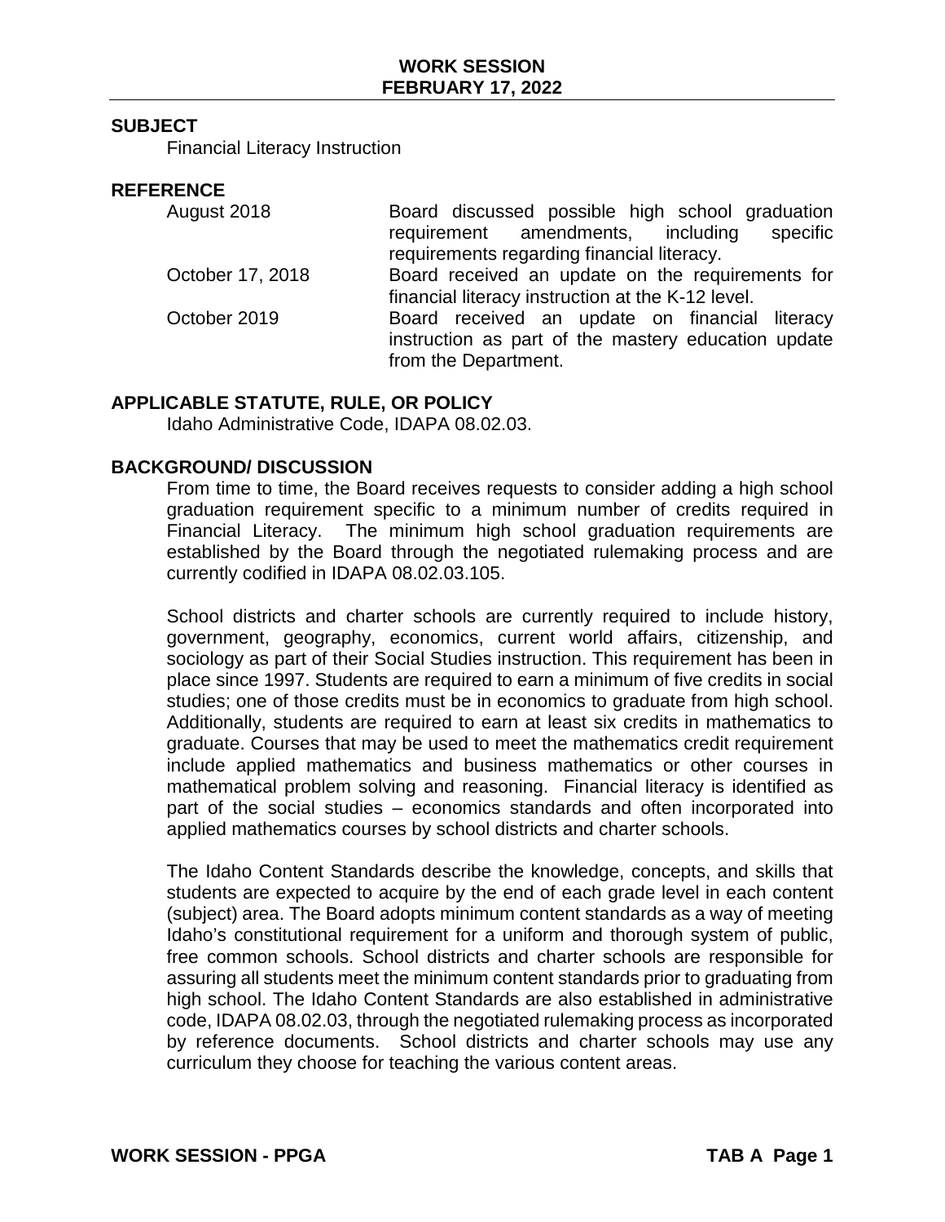**WORK SESSION**
**FEBRUARY 17, 2022**

## SUBJECT

Financial Literacy Instruction

## REFERENCE

| | |
|---|---|
| August 2018 | Board discussed possible high school graduation requirement amendments, including specific requirements regarding financial literacy. |
| October 17, 2018 | Board received an update on the requirements for financial literacy instruction at the K-12 level. |
| October 2019 | Board received an update on financial literacy instruction as part of the mastery education update from the Department. |

## APPLICABLE STATUTE, RULE, OR POLICY

Idaho Administrative Code, IDAPA 08.02.03.

## BACKGROUND/ DISCUSSION

From time to time, the Board receives requests to consider adding a high school graduation requirement specific to a minimum number of credits required in Financial Literacy. The minimum high school graduation requirements are established by the Board through the negotiated rulemaking process and are currently codified in IDAPA 08.02.03.105.

School districts and charter schools are currently required to include history, government, geography, economics, current world affairs, citizenship, and sociology as part of their Social Studies instruction. This requirement has been in place since 1997. Students are required to earn a minimum of five credits in social studies; one of those credits must be in economics to graduate from high school. Additionally, students are required to earn at least six credits in mathematics to graduate. Courses that may be used to meet the mathematics credit requirement include applied mathematics and business mathematics or other courses in mathematical problem solving and reasoning. Financial literacy is identified as part of the social studies – economics standards and often incorporated into applied mathematics courses by school districts and charter schools.

The Idaho Content Standards describe the knowledge, concepts, and skills that students are expected to acquire by the end of each grade level in each content (subject) area. The Board adopts minimum content standards as a way of meeting Idaho's constitutional requirement for a uniform and thorough system of public, free common schools. School districts and charter schools are responsible for assuring all students meet the minimum content standards prior to graduating from high school. The Idaho Content Standards are also established in administrative code, IDAPA 08.02.03, through the negotiated rulemaking process as incorporated by reference documents. School districts and charter schools may use any curriculum they choose for teaching the various content areas.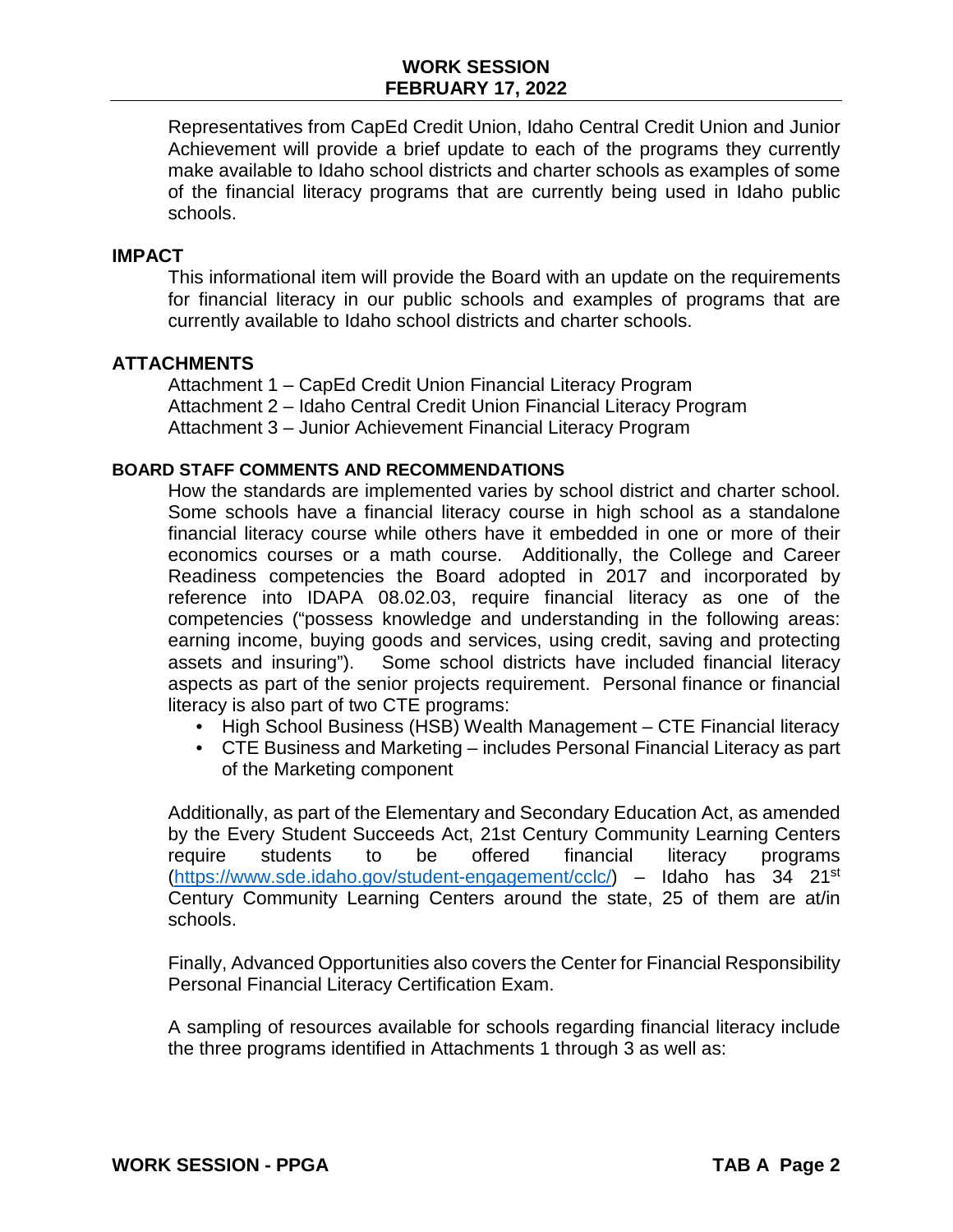Representatives from CapEd Credit Union, Idaho Central Credit Union and Junior Achievement will provide a brief update to each of the programs they currently make available to Idaho school districts and charter schools as examples of some of the financial literacy programs that are currently being used in Idaho public schools.

## IMPACT

This informational item will provide the Board with an update on the requirements for financial literacy in our public schools and examples of programs that are currently available to Idaho school districts and charter schools.

## ATTACHMENTS

Attachment 1 – CapEd Credit Union Financial Literacy Program
Attachment 2 – Idaho Central Credit Union Financial Literacy Program
Attachment 3 – Junior Achievement Financial Literacy Program

### BOARD STAFF COMMENTS AND RECOMMENDATIONS

How the standards are implemented varies by school district and charter school. Some schools have a financial literacy course in high school as a standalone financial literacy course while others have it embedded in one or more of their economics courses or a math course. Additionally, the College and Career Readiness competencies the Board adopted in 2017 and incorporated by reference into IDAPA 08.02.03, require financial literacy as one of the competencies ("possess knowledge and understanding in the following areas: earning income, buying goods and services, using credit, saving and protecting assets and insuring"). Some school districts have included financial literacy aspects as part of the senior projects requirement. Personal finance or financial literacy is also part of two CTE programs:

- High School Business (HSB) Wealth Management – CTE Financial literacy
- CTE Business and Marketing – includes Personal Financial Literacy as part of the Marketing component

Additionally, as part of the Elementary and Secondary Education Act, as amended by the Every Student Succeeds Act, 21st Century Community Learning Centers require students to be offered financial literacy programs (https://www.sde.idaho.gov/student-engagement/cclc/) – Idaho has 34 21st Century Community Learning Centers around the state, 25 of them are at/in schools.

Finally, Advanced Opportunities also covers the Center for Financial Responsibility Personal Financial Literacy Certification Exam.

A sampling of resources available for schools regarding financial literacy include the three programs identified in Attachments 1 through 3 as well as: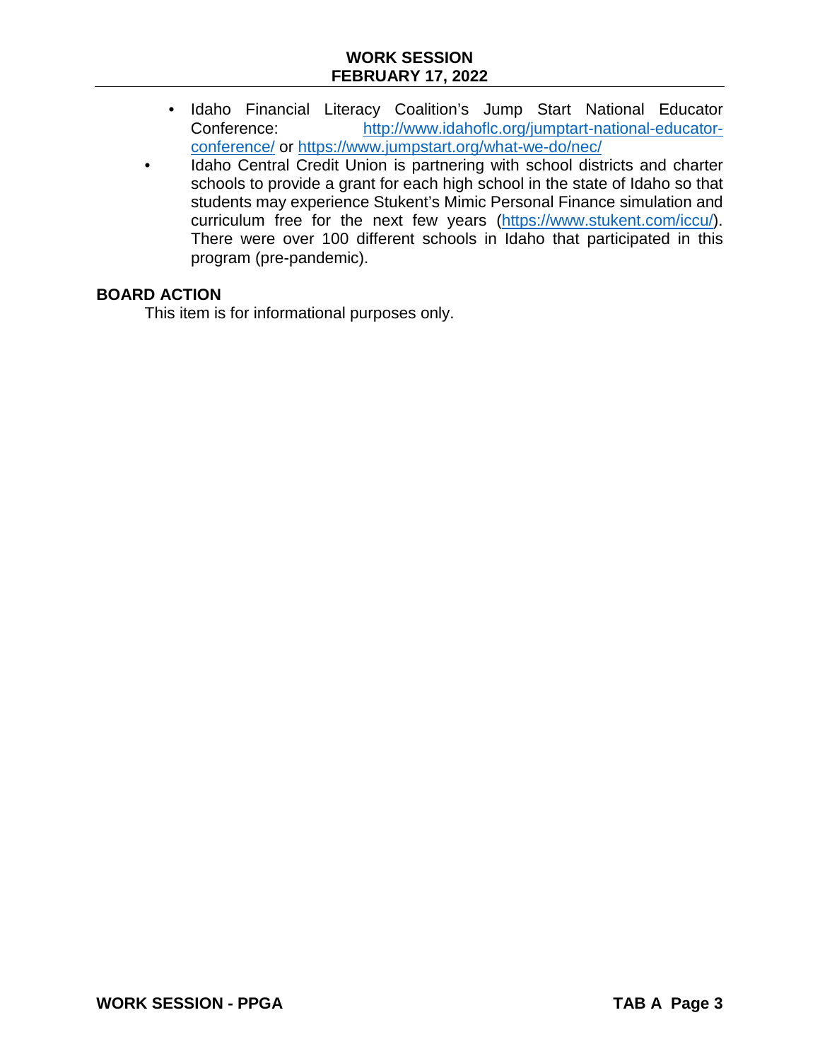- Idaho Financial Literacy Coalition's Jump Start National Educator Conference: http://www.idahoflc.org/jumptart-national-educator-conference/ or https://www.jumpstart.org/what-we-do/nec/
- Idaho Central Credit Union is partnering with school districts and charter schools to provide a grant for each high school in the state of Idaho so that students may experience Stukent's Mimic Personal Finance simulation and curriculum free for the next few years (https://www.stukent.com/iccu/). There were over 100 different schools in Idaho that participated in this program (pre-pandemic).

**BOARD ACTION**

This item is for informational purposes only.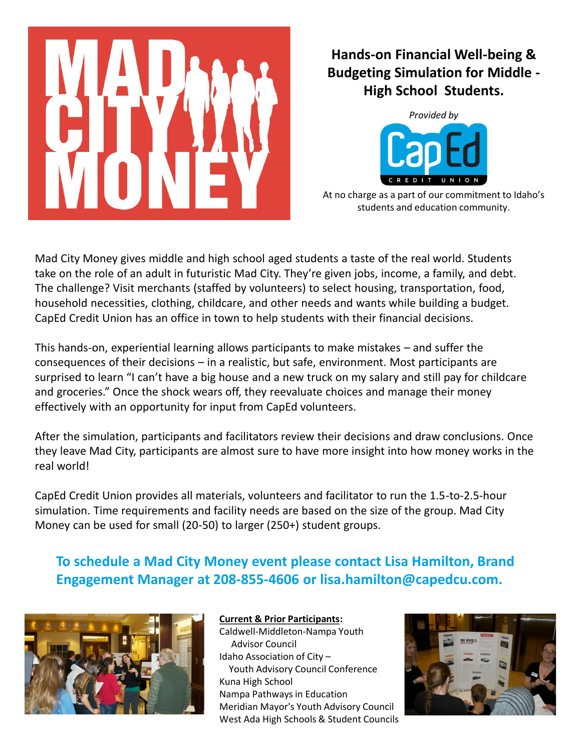# MAD CITY MONEY

## Hands-on Financial Well-being & Budgeting Simulation for Middle - High School Students.

*Provided by*

CapEd CREDIT UNION

At no charge as a part of our commitment to Idaho's students and education community.

Mad City Money gives middle and high school aged students a taste of the real world. Students take on the role of an adult in futuristic Mad City. They're given jobs, income, a family, and debt. The challenge? Visit merchants (staffed by volunteers) to select housing, transportation, food, household necessities, clothing, childcare, and other needs and wants while building a budget. CapEd Credit Union has an office in town to help students with their financial decisions.

This hands-on, experiential learning allows participants to make mistakes – and suffer the consequences of their decisions – in a realistic, but safe, environment. Most participants are surprised to learn "I can't have a big house and a new truck on my salary and still pay for childcare and groceries." Once the shock wears off, they reevaluate choices and manage their money effectively with an opportunity for input from CapEd volunteers.

After the simulation, participants and facilitators review their decisions and draw conclusions. Once they leave Mad City, participants are almost sure to have more insight into how money works in the real world!

CapEd Credit Union provides all materials, volunteers and facilitator to run the 1.5-to-2.5-hour simulation. Time requirements and facility needs are based on the size of the group. Mad City Money can be used for small (20-50) to larger (250+) student groups.

**To schedule a Mad City Money event please contact Lisa Hamilton, Brand Engagement Manager at 208-855-4606 or lisa.hamilton@capedcu.com.**

**Current & Prior Participants:**

- Caldwell-Middleton-Nampa Youth Advisor Council
- Idaho Association of City – Youth Advisory Council Conference
- Kuna High School
- Nampa Pathways in Education
- Meridian Mayor's Youth Advisory Council
- West Ada High Schools & Student Councils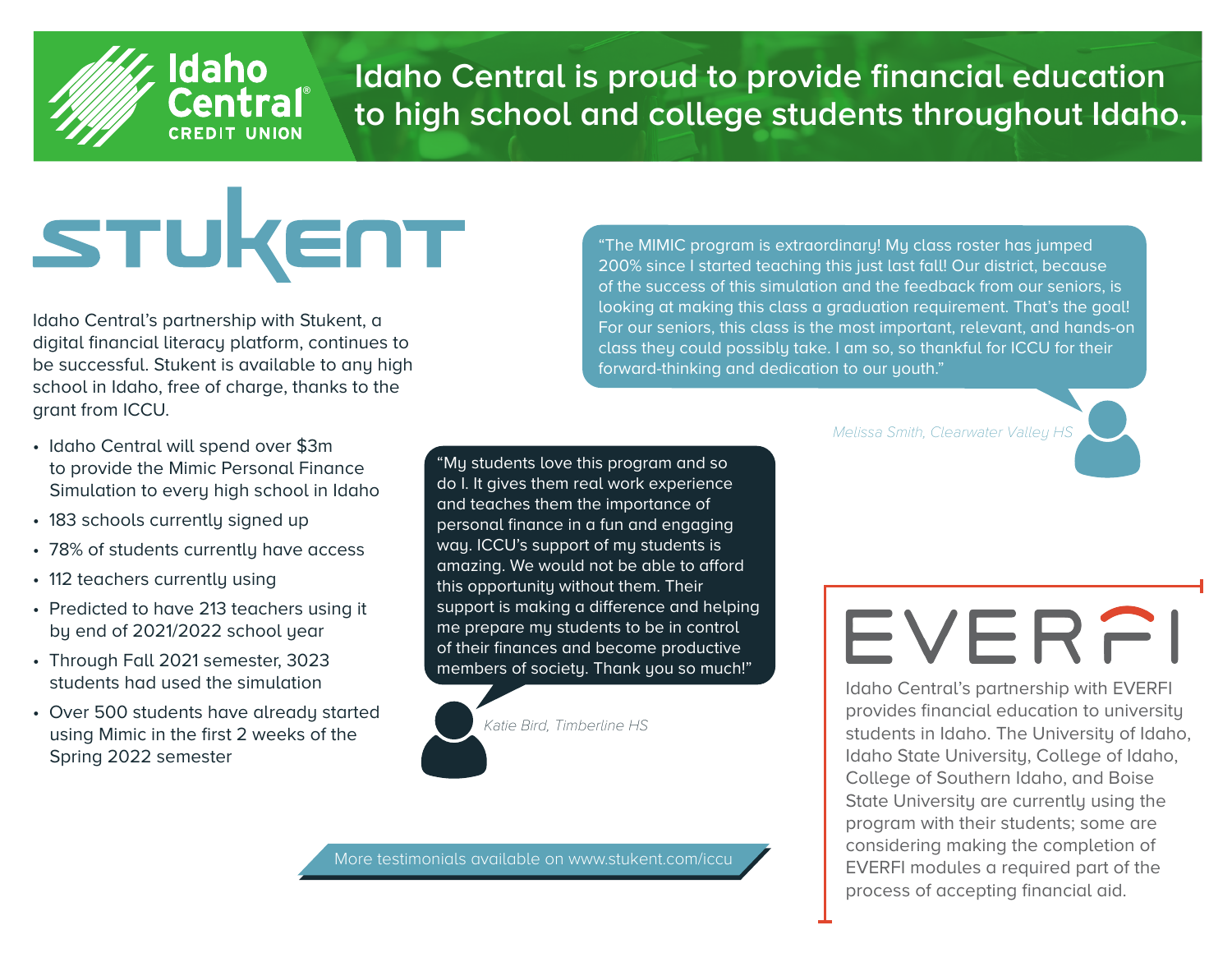# Idaho Central is proud to provide financial education to high school and college students throughout Idaho.

Idaho Central CREDIT UNION

## STUKENT

Idaho Central's partnership with Stukent, a digital financial literacy platform, continues to be successful. Stukent is available to any high school in Idaho, free of charge, thanks to the grant from ICCU.

- Idaho Central will spend over $3m to provide the Mimic Personal Finance Simulation to every high school in Idaho
- 183 schools currently signed up
- 78% of students currently have access
- 112 teachers currently using
- Predicted to have 213 teachers using it by end of 2021/2022 school year
- Through Fall 2021 semester, 3023 students had used the simulation
- Over 500 students have already started using Mimic in the first 2 weeks of the Spring 2022 semester

> "The MIMIC program is extraordinary! My class roster has jumped 200% since I started teaching this just last fall! Our district, because of the success of this simulation and the feedback from our seniors, is looking at making this class a graduation requirement. That's the goal! For our seniors, this class is the most important, relevant, and hands-on class they could possibly take. I am so, so thankful for ICCU for their forward-thinking and dedication to our youth."
>
> *Melissa Smith, Clearwater Valley HS*

> "My students love this program and so do I. It gives them real work experience and teaches them the importance of personal finance in a fun and engaging way. ICCU's support of my students is amazing. We would not be able to afford this opportunity without them. Their support is making a difference and helping me prepare my students to be in control of their finances and become productive members of society. Thank you so much!"
>
> *Katie Bird, Timberline HS*

More testimonials available on www.stukent.com/iccu

## EVERFI

Idaho Central's partnership with EVERFI provides financial education to university students in Idaho. The University of Idaho, Idaho State University, College of Idaho, College of Southern Idaho, and Boise State University are currently using the program with their students; some are considering making the completion of EVERFI modules a required part of the process of accepting financial aid.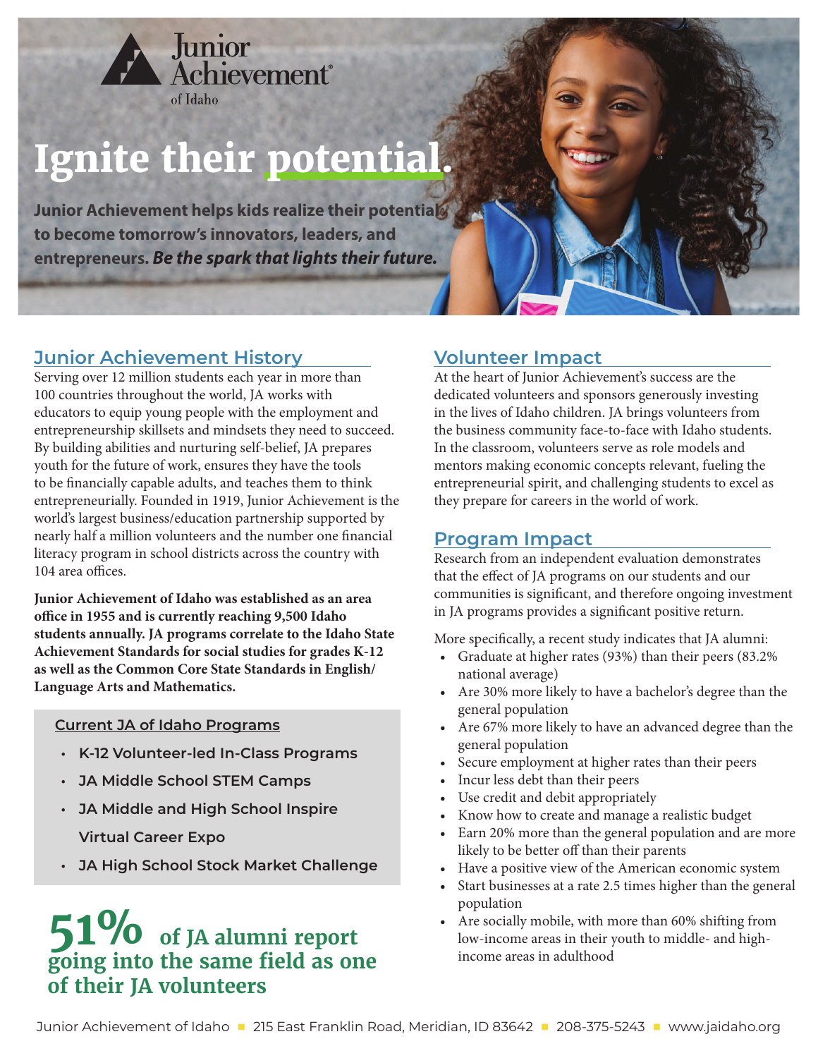Junior Achievement of Idaho

# Ignite their potential.

**Junior Achievement helps kids realize their potential to become tomorrow's innovators, leaders, and entrepreneurs. *Be the spark that lights their future.***

## Junior Achievement History

Serving over 12 million students each year in more than 100 countries throughout the world, JA works with educators to equip young people with the employment and entrepreneurship skillsets and mindsets they need to succeed. By building abilities and nurturing self-belief, JA prepares youth for the future of work, ensures they have the tools to be financially capable adults, and teaches them to think entrepreneurially. Founded in 1919, Junior Achievement is the world's largest business/education partnership supported by nearly half a million volunteers and the number one financial literacy program in school districts across the country with 104 area offices.

**Junior Achievement of Idaho was established as an area office in 1955 and is currently reaching 9,500 Idaho students annually. JA programs correlate to the Idaho State Achievement Standards for social studies for grades K-12 as well as the Common Core State Standards in English/ Language Arts and Mathematics.**

### Current JA of Idaho Programs

- K-12 Volunteer-led In-Class Programs
- JA Middle School STEM Camps
- JA Middle and High School Inspire Virtual Career Expo
- JA High School Stock Market Challenge

**51% of JA alumni report going into the same field as one of their JA volunteers**

## Volunteer Impact

At the heart of Junior Achievement's success are the dedicated volunteers and sponsors generously investing in the lives of Idaho children. JA brings volunteers from the business community face-to-face with Idaho students. In the classroom, volunteers serve as role models and mentors making economic concepts relevant, fueling the entrepreneurial spirit, and challenging students to excel as they prepare for careers in the world of work.

## Program Impact

Research from an independent evaluation demonstrates that the effect of JA programs on our students and our communities is significant, and therefore ongoing investment in JA programs provides a significant positive return.

More specifically, a recent study indicates that JA alumni:

- Graduate at higher rates (93%) than their peers (83.2% national average)
- Are 30% more likely to have a bachelor's degree than the general population
- Are 67% more likely to have an advanced degree than the general population
- Secure employment at higher rates than their peers
- Incur less debt than their peers
- Use credit and debit appropriately
- Know how to create and manage a realistic budget
- Earn 20% more than the general population and are more likely to be better off than their parents
- Have a positive view of the American economic system
- Start businesses at a rate 2.5 times higher than the general population
- Are socially mobile, with more than 60% shifting from low-income areas in their youth to middle- and high-income areas in adulthood

Junior Achievement of Idaho ▪ 215 East Franklin Road, Meridian, ID 83642 ▪ 208-375-5243 ▪ www.jaidaho.org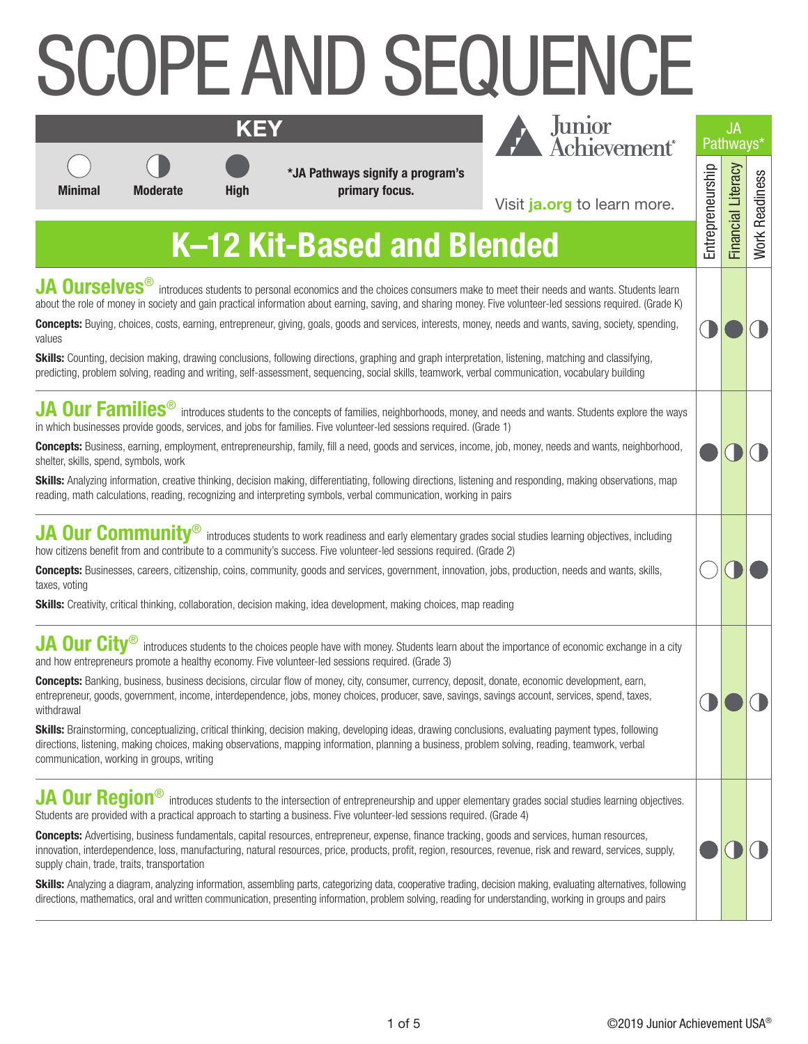# SCOPE AND SEQUENCE

**KEY**

○ Minimal ◐ Moderate ● High

***JA Pathways signify a program's primary focus.**

Junior Achievement

Visit **ja.org** to learn more.

## K–12 Kit-Based and Blended

| Program | JA Pathways*: Entrepreneurship | JA Pathways*: Financial Literacy | JA Pathways*: Work Readiness |
|---|---|---|---|
| **JA Ourselves®** introduces students to personal economics and the choices consumers make to meet their needs and wants. Students learn about the role of money in society and gain practical information about earning, saving, and sharing money. Five volunteer-led sessions required. (Grade K)<br>**Concepts:** Buying, choices, costs, earning, entrepreneur, giving, goals, goods and services, interests, money, needs and wants, saving, society, spending, values<br>**Skills:** Counting, decision making, drawing conclusions, following directions, graphing and graph interpretation, listening, matching and classifying, predicting, problem solving, reading and writing, self-assessment, sequencing, social skills, teamwork, verbal communication, vocabulary building | Moderate | High | Moderate |
| **JA Our Families®** introduces students to the concepts of families, neighborhoods, money, and needs and wants. Students explore the ways in which businesses provide goods, services, and jobs for families. Five volunteer-led sessions required. (Grade 1)<br>**Concepts:** Business, earning, employment, entrepreneurship, family, fill a need, goods and services, income, job, money, needs and wants, neighborhood, shelter, skills, spend, symbols, work<br>**Skills:** Analyzing information, creative thinking, decision making, differentiating, following directions, listening and responding, making observations, map reading, math calculations, reading, recognizing and interpreting symbols, verbal communication, working in pairs | High | Moderate | Moderate |
| **JA Our Community®** introduces students to work readiness and early elementary grades social studies learning objectives, including how citizens benefit from and contribute to a community's success. Five volunteer-led sessions required. (Grade 2)<br>**Concepts:** Businesses, careers, citizenship, coins, community, goods and services, government, innovation, jobs, production, needs and wants, skills, taxes, voting<br>**Skills:** Creativity, critical thinking, collaboration, decision making, idea development, making choices, map reading | Minimal | Moderate | High |
| **JA Our City®** introduces students to the choices people have with money. Students learn about the importance of economic exchange in a city and how entrepreneurs promote a healthy economy. Five volunteer-led sessions required. (Grade 3)<br>**Concepts:** Banking, business, business decisions, circular flow of money, city, consumer, currency, deposit, donate, economic development, earn, entrepreneur, goods, government, income, interdependence, jobs, money choices, producer, save, savings, savings account, services, spend, taxes, withdrawal<br>**Skills:** Brainstorming, conceptualizing, critical thinking, decision making, developing ideas, drawing conclusions, evaluating payment types, following directions, listening, making choices, making observations, mapping information, planning a business, problem solving, reading, teamwork, verbal communication, working in groups, writing | Moderate | High | Moderate |
| **JA Our Region®** introduces students to the intersection of entrepreneurship and upper elementary grades social studies learning objectives. Students are provided with a practical approach to starting a business. Five volunteer-led sessions required. (Grade 4)<br>**Concepts:** Advertising, business fundamentals, capital resources, entrepreneur, expense, finance tracking, goods and services, human resources, innovation, interdependence, loss, manufacturing, natural resources, price, products, profit, region, resources, revenue, risk and reward, services, supply, supply chain, trade, traits, transportation<br>**Skills:** Analyzing a diagram, analyzing information, assembling parts, categorizing data, cooperative trading, decision making, evaluating alternatives, following directions, mathematics, oral and written communication, presenting information, problem solving, reading for understanding, working in groups and pairs | High | Moderate | Moderate |

©2019 Junior Achievement USA®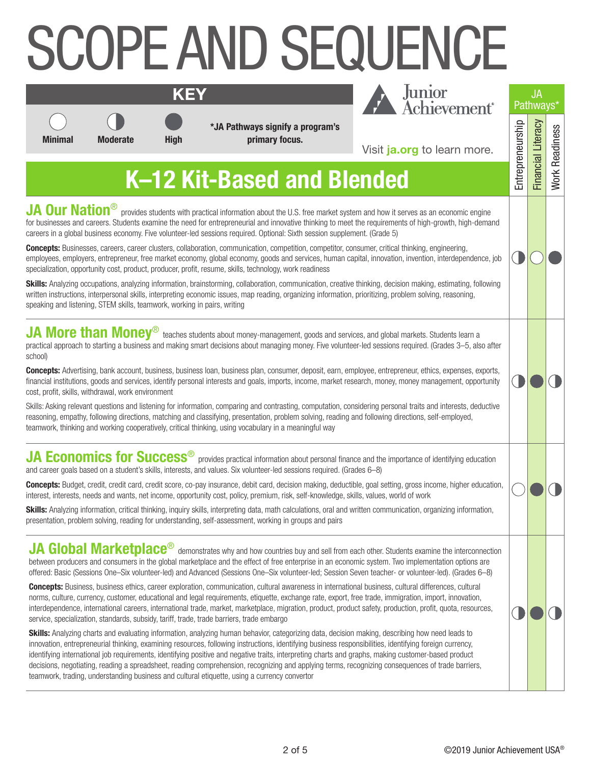# SCOPE AND SEQUENCE

**KEY**

| ○ Minimal | ◑ Moderate | ● High |
|---|---|---|

***JA Pathways signify a program's primary focus.**

Junior Achievement®

Visit **ja.org** to learn more.

## K–12 Kit-Based and Blended

| Program | Entrepreneurship | Financial Literacy | Work Readiness |
|---|---|---|---|
| JA Our Nation® | Moderate | Minimal | High |
| JA More than Money® | Moderate | High | Moderate |
| JA Economics for Success® | Minimal | High | Moderate |
| JA Global Marketplace® | Moderate | High | Moderate |

### JA Our Nation®

provides students with practical information about the U.S. free market system and how it serves as an economic engine for businesses and careers. Students examine the need for entrepreneurial and innovative thinking to meet the requirements of high-growth, high-demand careers in a global business economy. Five volunteer-led sessions required. Optional: Sixth session supplement. (Grade 5)

**Concepts:** Businesses, careers, career clusters, collaboration, communication, competition, competitor, consumer, critical thinking, engineering, employees, employers, entrepreneur, free market economy, global economy, goods and services, human capital, innovation, invention, interdependence, job specialization, opportunity cost, product, producer, profit, resume, skills, technology, work readiness

**Skills:** Analyzing occupations, analyzing information, brainstorming, collaboration, communication, creative thinking, decision making, estimating, following written instructions, interpersonal skills, interpreting economic issues, map reading, organizing information, prioritizing, problem solving, reasoning, speaking and listening, STEM skills, teamwork, working in pairs, writing

### JA More than Money®

teaches students about money-management, goods and services, and global markets. Students learn a practical approach to starting a business and making smart decisions about managing money. Five volunteer-led sessions required. (Grades 3–5, also after school)

**Concepts:** Advertising, bank account, business, business loan, business plan, consumer, deposit, earn, employee, entrepreneur, ethics, expenses, exports, financial institutions, goods and services, identify personal interests and goals, imports, income, market research, money, money management, opportunity cost, profit, skills, withdrawal, work environment

Skills: Asking relevant questions and listening for information, comparing and contrasting, computation, considering personal traits and interests, deductive reasoning, empathy, following directions, matching and classifying, presentation, problem solving, reading and following directions, self-employed, teamwork, thinking and working cooperatively, critical thinking, using vocabulary in a meaningful way

### JA Economics for Success®

provides practical information about personal finance and the importance of identifying education and career goals based on a student's skills, interests, and values. Six volunteer-led sessions required. (Grades 6–8)

**Concepts:** Budget, credit, credit card, credit score, co-pay insurance, debit card, decision making, deductible, goal setting, gross income, higher education, interest, interests, needs and wants, net income, opportunity cost, policy, premium, risk, self-knowledge, skills, values, world of work

**Skills:** Analyzing information, critical thinking, inquiry skills, interpreting data, math calculations, oral and written communication, organizing information, presentation, problem solving, reading for understanding, self-assessment, working in groups and pairs

### JA Global Marketplace®

demonstrates why and how countries buy and sell from each other. Students examine the interconnection between producers and consumers in the global marketplace and the effect of free enterprise in an economic system. Two implementation options are offered: Basic (Sessions One–Six volunteer-led) and Advanced (Sessions One–Six volunteer-led; Session Seven teacher- or volunteer-led). (Grades 6–8)

**Concepts:** Business, business ethics, career exploration, communication, cultural awareness in international business, cultural differences, cultural norms, culture, currency, customer, educational and legal requirements, etiquette, exchange rate, export, free trade, immigration, import, innovation, interdependence, international careers, international trade, market, marketplace, migration, product, product safety, production, profit, quota, resources, service, specialization, standards, subsidy, tariff, trade, trade barriers, trade embargo

**Skills:** Analyzing charts and evaluating information, analyzing human behavior, categorizing data, decision making, describing how need leads to innovation, entrepreneurial thinking, examining resources, following instructions, identifying business responsibilities, identifying foreign currency, identifying international job requirements, identifying positive and negative traits, interpreting charts and graphs, making customer-based product decisions, negotiating, reading a spreadsheet, reading comprehension, recognizing and applying terms, recognizing consequences of trade barriers, teamwork, trading, understanding business and cultural etiquette, using a currency convertor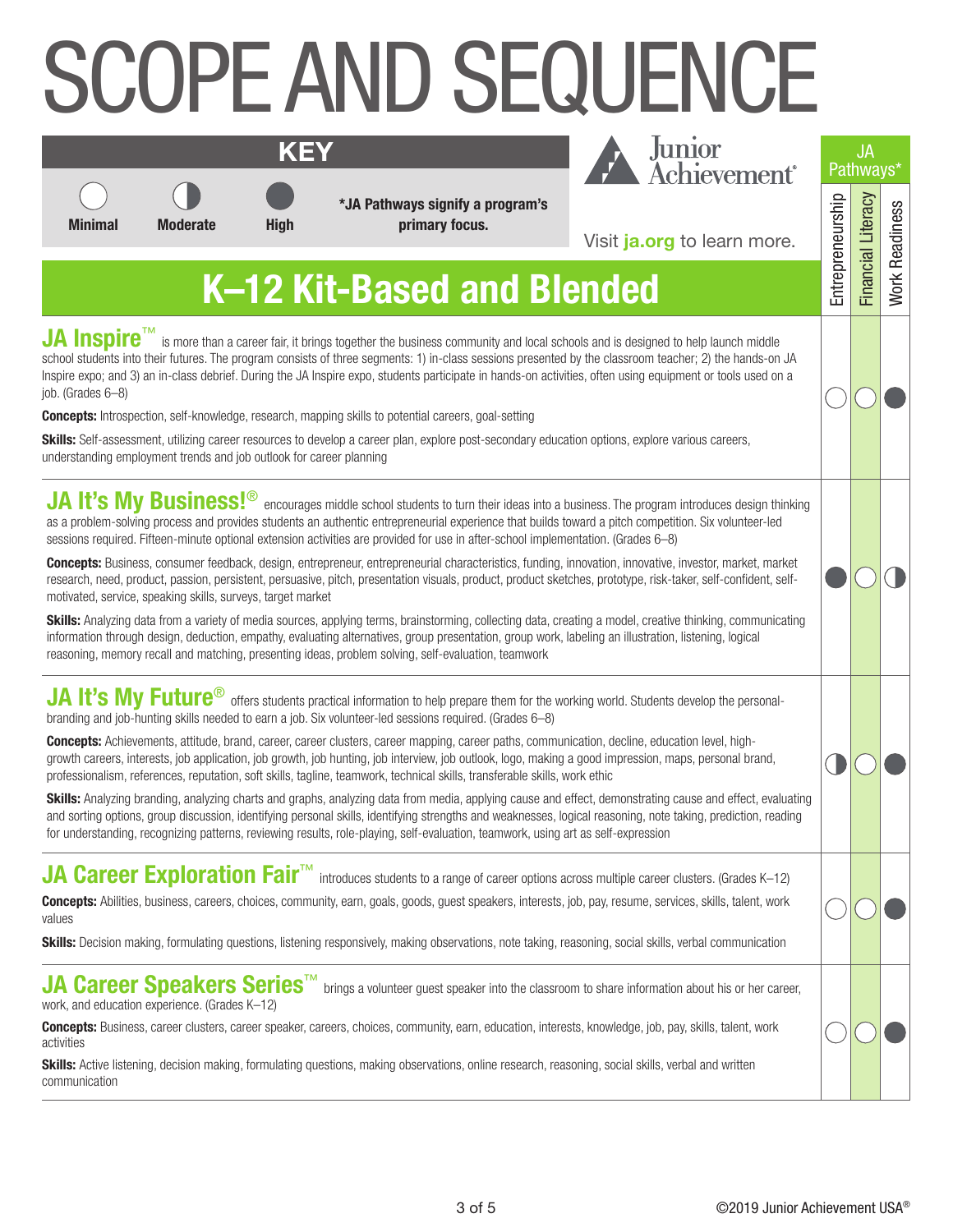# SCOPE AND SEQUENCE

**KEY**

Minimal (○) | Moderate (◑) | High (●)

***JA Pathways signify a program's primary focus.**

Junior Achievement

Visit **ja.org** to learn more.

## K–12 Kit-Based and Blended

| Program | Entrepreneurship | Financial Literacy | Work Readiness |
|---|---|---|---|
| JA Inspire™ | Minimal | Minimal | High |
| JA It's My Business!® | High | Minimal | Moderate |
| JA It's My Future® | Moderate | Minimal | High |
| JA Career Exploration Fair™ | Minimal | Minimal | High |
| JA Career Speakers Series™ | Minimal | Minimal | High |

### JA Inspire™

is more than a career fair, it brings together the business community and local schools and is designed to help launch middle school students into their futures. The program consists of three segments: 1) in-class sessions presented by the classroom teacher; 2) the hands-on JA Inspire expo; and 3) an in-class debrief. During the JA Inspire expo, students participate in hands-on activities, often using equipment or tools used on a job. (Grades 6–8)

**Concepts:** Introspection, self-knowledge, research, mapping skills to potential careers, goal-setting

**Skills:** Self-assessment, utilizing career resources to develop a career plan, explore post-secondary education options, explore various careers, understanding employment trends and job outlook for career planning

### JA It's My Business!®

encourages middle school students to turn their ideas into a business. The program introduces design thinking as a problem-solving process and provides students an authentic entrepreneurial experience that builds toward a pitch competition. Six volunteer-led sessions required. Fifteen-minute optional extension activities are provided for use in after-school implementation. (Grades 6–8)

**Concepts:** Business, consumer feedback, design, entrepreneur, entrepreneurial characteristics, funding, innovation, innovative, investor, market, market research, need, product, passion, persistent, persuasive, pitch, presentation visuals, product, product sketches, prototype, risk-taker, self-confident, self-motivated, service, speaking skills, surveys, target market

**Skills:** Analyzing data from a variety of media sources, applying terms, brainstorming, collecting data, creating a model, creative thinking, communicating information through design, deduction, empathy, evaluating alternatives, group presentation, group work, labeling an illustration, listening, logical reasoning, memory recall and matching, presenting ideas, problem solving, self-evaluation, teamwork

### JA It's My Future®

offers students practical information to help prepare them for the working world. Students develop the personal-branding and job-hunting skills needed to earn a job. Six volunteer-led sessions required. (Grades 6–8)

**Concepts:** Achievements, attitude, brand, career, career clusters, career mapping, career paths, communication, decline, education level, high-growth careers, interests, job application, job growth, job hunting, job interview, job outlook, logo, making a good impression, maps, personal brand, professionalism, references, reputation, soft skills, tagline, teamwork, technical skills, transferable skills, work ethic

**Skills:** Analyzing branding, analyzing charts and graphs, analyzing data from media, applying cause and effect, demonstrating cause and effect, evaluating and sorting options, group discussion, identifying personal skills, identifying strengths and weaknesses, logical reasoning, note taking, prediction, reading for understanding, recognizing patterns, reviewing results, role-playing, self-evaluation, teamwork, using art as self-expression

### JA Career Exploration Fair™

introduces students to a range of career options across multiple career clusters. (Grades K–12)

**Concepts:** Abilities, business, careers, choices, community, earn, goals, goods, guest speakers, interests, job, pay, resume, services, skills, talent, work values

**Skills:** Decision making, formulating questions, listening responsively, making observations, note taking, reasoning, social skills, verbal communication

### JA Career Speakers Series™

brings a volunteer guest speaker into the classroom to share information about his or her career, work, and education experience. (Grades K–12)

**Concepts:** Business, career clusters, career speaker, careers, choices, community, earn, education, interests, knowledge, job, pay, skills, talent, work activities

**Skills:** Active listening, decision making, formulating questions, making observations, online research, reasoning, social skills, verbal and written communication

©2019 Junior Achievement USA®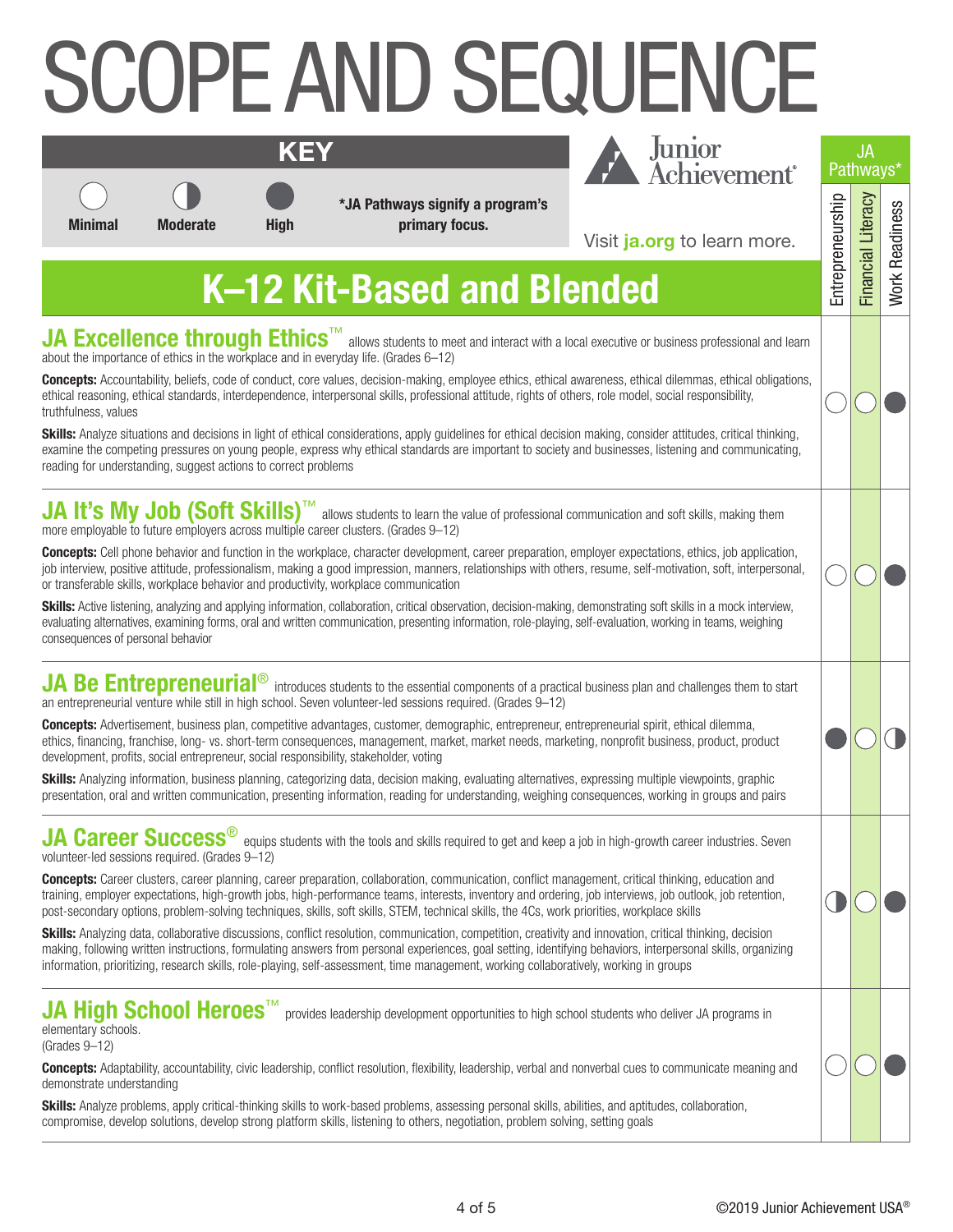# SCOPE AND SEQUENCE

**KEY**

Minimal | Moderate | High

***JA Pathways signify a program's primary focus.**

Junior Achievement

Visit **ja.org** to learn more.

## K–12 Kit-Based and Blended

| Program | Entrepreneurship | Financial Literacy | Work Readiness |
|---|---|---|---|
| JA Excellence through Ethics™ | Minimal | Minimal | High |
| JA It's My Job (Soft Skills)™ | Minimal | Minimal | High |
| JA Be Entrepreneurial® | High | Minimal | Moderate |
| JA Career Success® | Moderate | Minimal | High |
| JA High School Heroes™ | Minimal | Minimal | High |

### JA Excellence through Ethics™

allows students to meet and interact with a local executive or business professional and learn about the importance of ethics in the workplace and in everyday life. (Grades 6–12)

**Concepts:** Accountability, beliefs, code of conduct, core values, decision-making, employee ethics, ethical awareness, ethical dilemmas, ethical obligations, ethical reasoning, ethical standards, interdependence, interpersonal skills, professional attitude, rights of others, role model, social responsibility, truthfulness, values

**Skills:** Analyze situations and decisions in light of ethical considerations, apply guidelines for ethical decision making, consider attitudes, critical thinking, examine the competing pressures on young people, express why ethical standards are important to society and businesses, listening and communicating, reading for understanding, suggest actions to correct problems

### JA It's My Job (Soft Skills)™

allows students to learn the value of professional communication and soft skills, making them more employable to future employers across multiple career clusters. (Grades 9–12)

**Concepts:** Cell phone behavior and function in the workplace, character development, career preparation, employer expectations, ethics, job application, job interview, positive attitude, professionalism, making a good impression, manners, relationships with others, resume, self-motivation, soft, interpersonal, or transferable skills, workplace behavior and productivity, workplace communication

**Skills:** Active listening, analyzing and applying information, collaboration, critical observation, decision-making, demonstrating soft skills in a mock interview, evaluating alternatives, examining forms, oral and written communication, presenting information, role-playing, self-evaluation, working in teams, weighing consequences of personal behavior

### JA Be Entrepreneurial®

introduces students to the essential components of a practical business plan and challenges them to start an entrepreneurial venture while still in high school. Seven volunteer-led sessions required. (Grades 9–12)

**Concepts:** Advertisement, business plan, competitive advantages, customer, demographic, entrepreneur, entrepreneurial spirit, ethical dilemma, ethics, financing, franchise, long- vs. short-term consequences, management, market, market needs, marketing, nonprofit business, product, product development, profits, social entrepreneur, social responsibility, stakeholder, voting

**Skills:** Analyzing information, business planning, categorizing data, decision making, evaluating alternatives, expressing multiple viewpoints, graphic presentation, oral and written communication, presenting information, reading for understanding, weighing consequences, working in groups and pairs

### JA Career Success®

equips students with the tools and skills required to get and keep a job in high-growth career industries. Seven volunteer-led sessions required. (Grades 9–12)

**Concepts:** Career clusters, career planning, career preparation, collaboration, communication, conflict management, critical thinking, education and training, employer expectations, high-growth jobs, high-performance teams, interests, inventory and ordering, job interviews, job outlook, job retention, post-secondary options, problem-solving techniques, skills, soft skills, STEM, technical skills, the 4Cs, work priorities, workplace skills

**Skills:** Analyzing data, collaborative discussions, conflict resolution, communication, competition, creativity and innovation, critical thinking, decision making, following written instructions, formulating answers from personal experiences, goal setting, identifying behaviors, interpersonal skills, organizing information, prioritizing, research skills, role-playing, self-assessment, time management, working collaboratively, working in groups

### JA High School Heroes™

provides leadership development opportunities to high school students who deliver JA programs in elementary schools. (Grades 9–12)

**Concepts:** Adaptability, accountability, civic leadership, conflict resolution, flexibility, leadership, verbal and nonverbal cues to communicate meaning and demonstrate understanding

**Skills:** Analyze problems, apply critical-thinking skills to work-based problems, assessing personal skills, abilities, and aptitudes, collaboration, compromise, develop solutions, develop strong platform skills, listening to others, negotiation, problem solving, setting goals

©2019 Junior Achievement USA®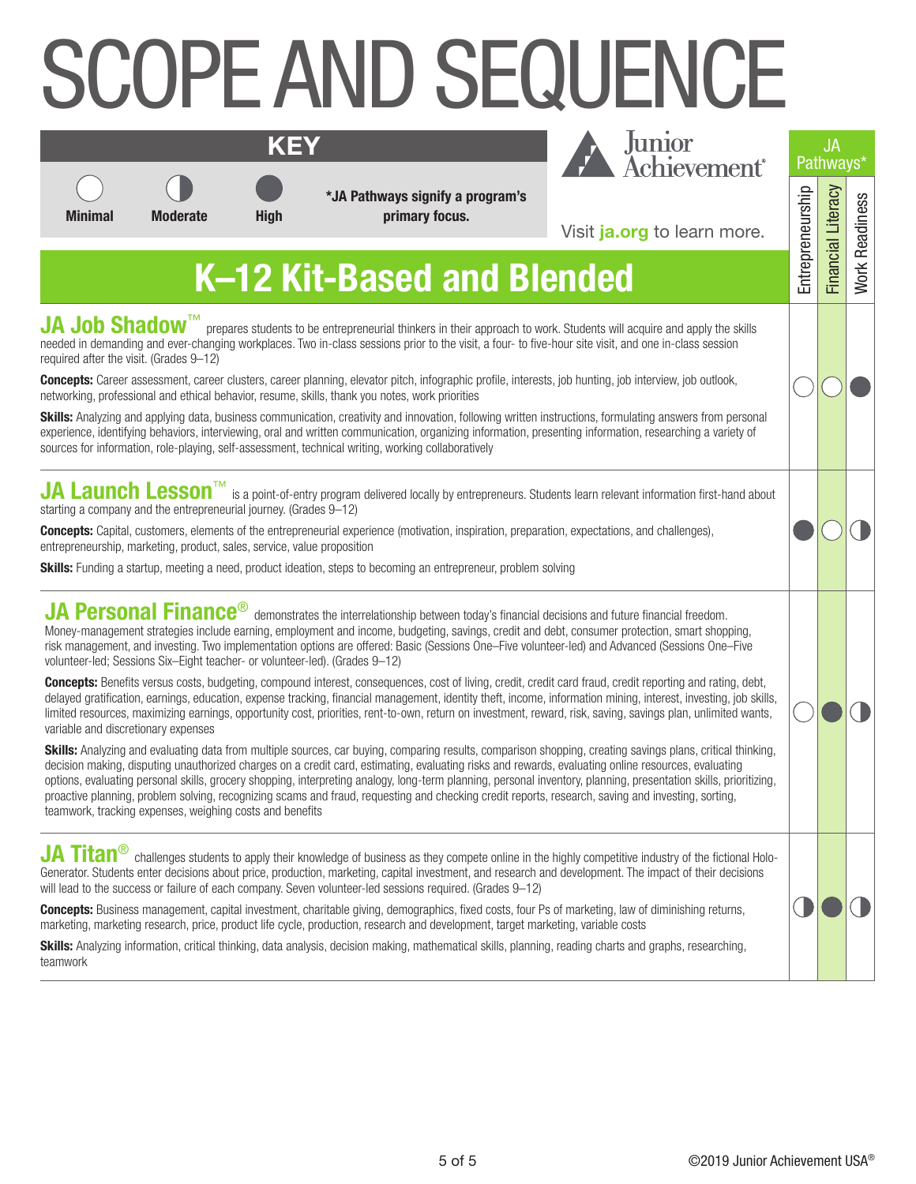# SCOPE AND SEQUENCE

**KEY**

Minimal | Moderate | High

***JA Pathways signify a program's primary focus.**

Junior Achievement®

Visit **ja.org** to learn more.

## K–12 Kit-Based and Blended

| Program | Entrepreneurship | Financial Literacy | Work Readiness |
|---|---|---|---|
| JA Job Shadow™ | Minimal | Minimal | High |
| JA Launch Lesson™ | High | Minimal | Moderate |
| JA Personal Finance® | Minimal | High | Moderate |
| JA Titan® | Moderate | High | Moderate |

### JA Job Shadow™

**JA Job Shadow™** prepares students to be entrepreneurial thinkers in their approach to work. Students will acquire and apply the skills needed in demanding and ever-changing workplaces. Two in-class sessions prior to the visit, a four- to five-hour site visit, and one in-class session required after the visit. (Grades 9–12)

**Concepts:** Career assessment, career clusters, career planning, elevator pitch, infographic profile, interests, job hunting, job interview, job outlook, networking, professional and ethical behavior, resume, skills, thank you notes, work priorities

**Skills:** Analyzing and applying data, business communication, creativity and innovation, following written instructions, formulating answers from personal experience, identifying behaviors, interviewing, oral and written communication, organizing information, presenting information, researching a variety of sources for information, role-playing, self-assessment, technical writing, working collaboratively

### JA Launch Lesson™

**JA Launch Lesson™** is a point-of-entry program delivered locally by entrepreneurs. Students learn relevant information first-hand about starting a company and the entrepreneurial journey. (Grades 9–12)

**Concepts:** Capital, customers, elements of the entrepreneurial experience (motivation, inspiration, preparation, expectations, and challenges), entrepreneurship, marketing, product, sales, service, value proposition

**Skills:** Funding a startup, meeting a need, product ideation, steps to becoming an entrepreneur, problem solving

### JA Personal Finance®

**JA Personal Finance®** demonstrates the interrelationship between today's financial decisions and future financial freedom. Money-management strategies include earning, employment and income, budgeting, savings, credit and debt, consumer protection, smart shopping, risk management, and investing. Two implementation options are offered: Basic (Sessions One–Five volunteer-led) and Advanced (Sessions One–Five volunteer-led; Sessions Six–Eight teacher- or volunteer-led). (Grades 9–12)

**Concepts:** Benefits versus costs, budgeting, compound interest, consequences, cost of living, credit, credit card fraud, credit reporting and rating, debt, delayed gratification, earnings, education, expense tracking, financial management, identity theft, income, information mining, interest, investing, job skills, limited resources, maximizing earnings, opportunity cost, priorities, rent-to-own, return on investment, reward, risk, saving, savings plan, unlimited wants, variable and discretionary expenses

**Skills:** Analyzing and evaluating data from multiple sources, car buying, comparing results, comparison shopping, creating savings plans, critical thinking, decision making, disputing unauthorized charges on a credit card, estimating, evaluating risks and rewards, evaluating online resources, evaluating options, evaluating personal skills, grocery shopping, interpreting analogy, long-term planning, personal inventory, planning, presentation skills, prioritizing, proactive planning, problem solving, recognizing scams and fraud, requesting and checking credit reports, research, saving and investing, sorting, teamwork, tracking expenses, weighing costs and benefits

### JA Titan®

**JA Titan®** challenges students to apply their knowledge of business as they compete online in the highly competitive industry of the fictional Holo-Generator. Students enter decisions about price, production, marketing, capital investment, and research and development. The impact of their decisions will lead to the success or failure of each company. Seven volunteer-led sessions required. (Grades 9–12)

**Concepts:** Business management, capital investment, charitable giving, demographics, fixed costs, four Ps of marketing, law of diminishing returns, marketing, marketing research, price, product life cycle, production, research and development, target marketing, variable costs

**Skills:** Analyzing information, critical thinking, data analysis, decision making, mathematical skills, planning, reading charts and graphs, researching, teamwork

©2019 Junior Achievement USA®